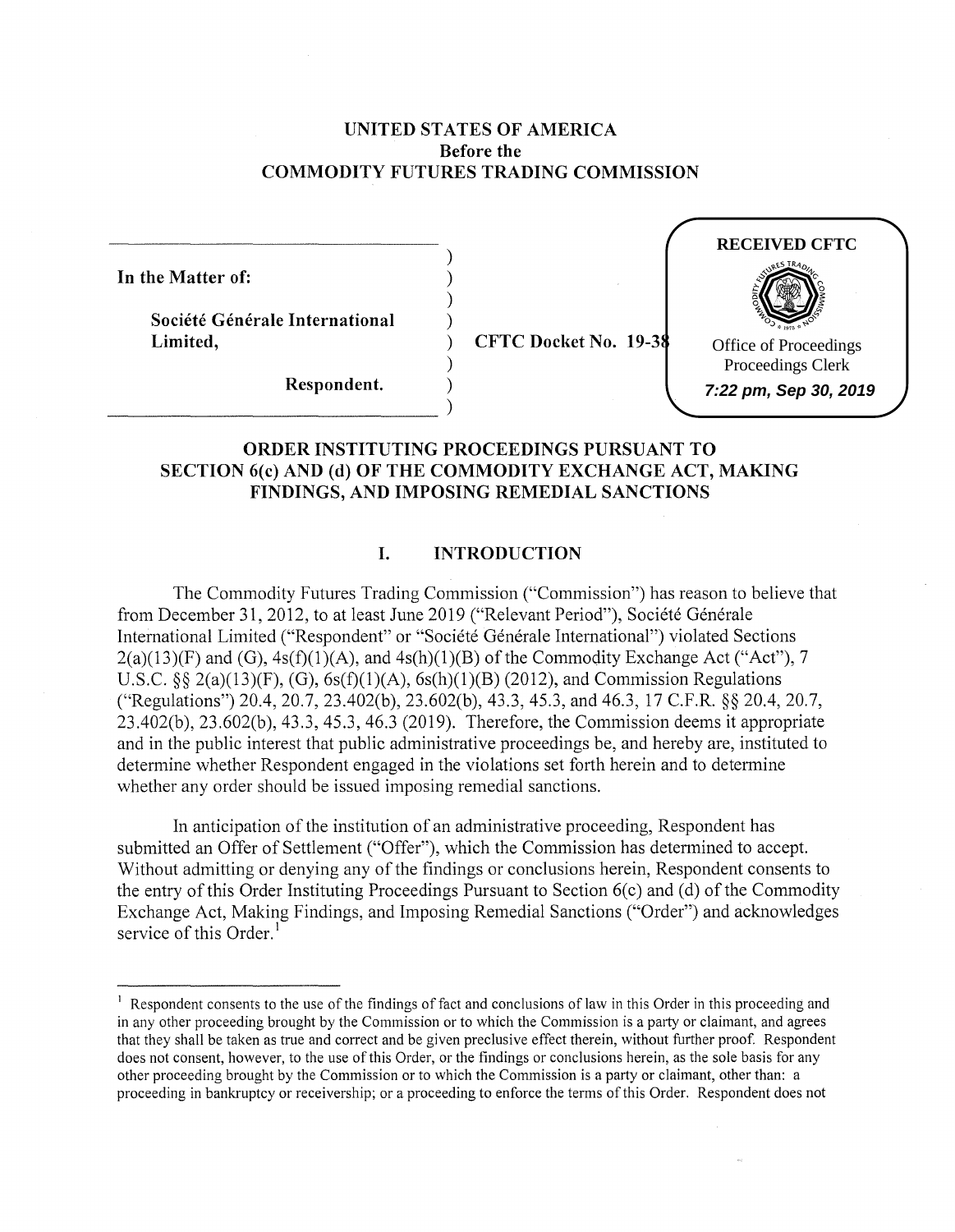# UNITED STATES OF AMERICA
## Before the
## COMMODITY FUTURES TRADING COMMISSION

RECEIVED CFTC

Office of Proceedings
Proceedings Clerk
7:22 pm, Sep 30, 2019

**In the Matter of:**

**Société Générale International Limited,**

**Respondent.**

**CFTC Docket No. 19-38**

## ORDER INSTITUTING PROCEEDINGS PURSUANT TO SECTION 6(c) AND (d) OF THE COMMODITY EXCHANGE ACT, MAKING FINDINGS, AND IMPOSING REMEDIAL SANCTIONS

### I. INTRODUCTION

The Commodity Futures Trading Commission ("Commission") has reason to believe that from December 31, 2012, to at least June 2019 ("Relevant Period"), Société Générale International Limited ("Respondent" or "Société Générale International") violated Sections 2(a)(13)(F) and (G), 4s(f)(1)(A), and 4s(h)(1)(B) of the Commodity Exchange Act ("Act"), 7 U.S.C. §§ 2(a)(13)(F), (G), 6s(f)(1)(A), 6s(h)(1)(B) (2012), and Commission Regulations ("Regulations") 20.4, 20.7, 23.402(b), 23.602(b), 43.3, 45.3, and 46.3, 17 C.F.R. §§ 20.4, 20.7, 23.402(b), 23.602(b), 43.3, 45.3, 46.3 (2019). Therefore, the Commission deems it appropriate and in the public interest that public administrative proceedings be, and hereby are, instituted to determine whether Respondent engaged in the violations set forth herein and to determine whether any order should be issued imposing remedial sanctions.

In anticipation of the institution of an administrative proceeding, Respondent has submitted an Offer of Settlement ("Offer"), which the Commission has determined to accept. Without admitting or denying any of the findings or conclusions herein, Respondent consents to the entry of this Order Instituting Proceedings Pursuant to Section 6(c) and (d) of the Commodity Exchange Act, Making Findings, and Imposing Remedial Sanctions ("Order") and acknowledges service of this Order.[1]

---

[1] Respondent consents to the use of the findings of fact and conclusions of law in this Order in this proceeding and in any other proceeding brought by the Commission or to which the Commission is a party or claimant, and agrees that they shall be taken as true and correct and be given preclusive effect therein, without further proof. Respondent does not consent, however, to the use of this Order, or the findings or conclusions herein, as the sole basis for any other proceeding brought by the Commission or to which the Commission is a party or claimant, other than: a proceeding in bankruptcy or receivership; or a proceeding to enforce the terms of this Order. Respondent does not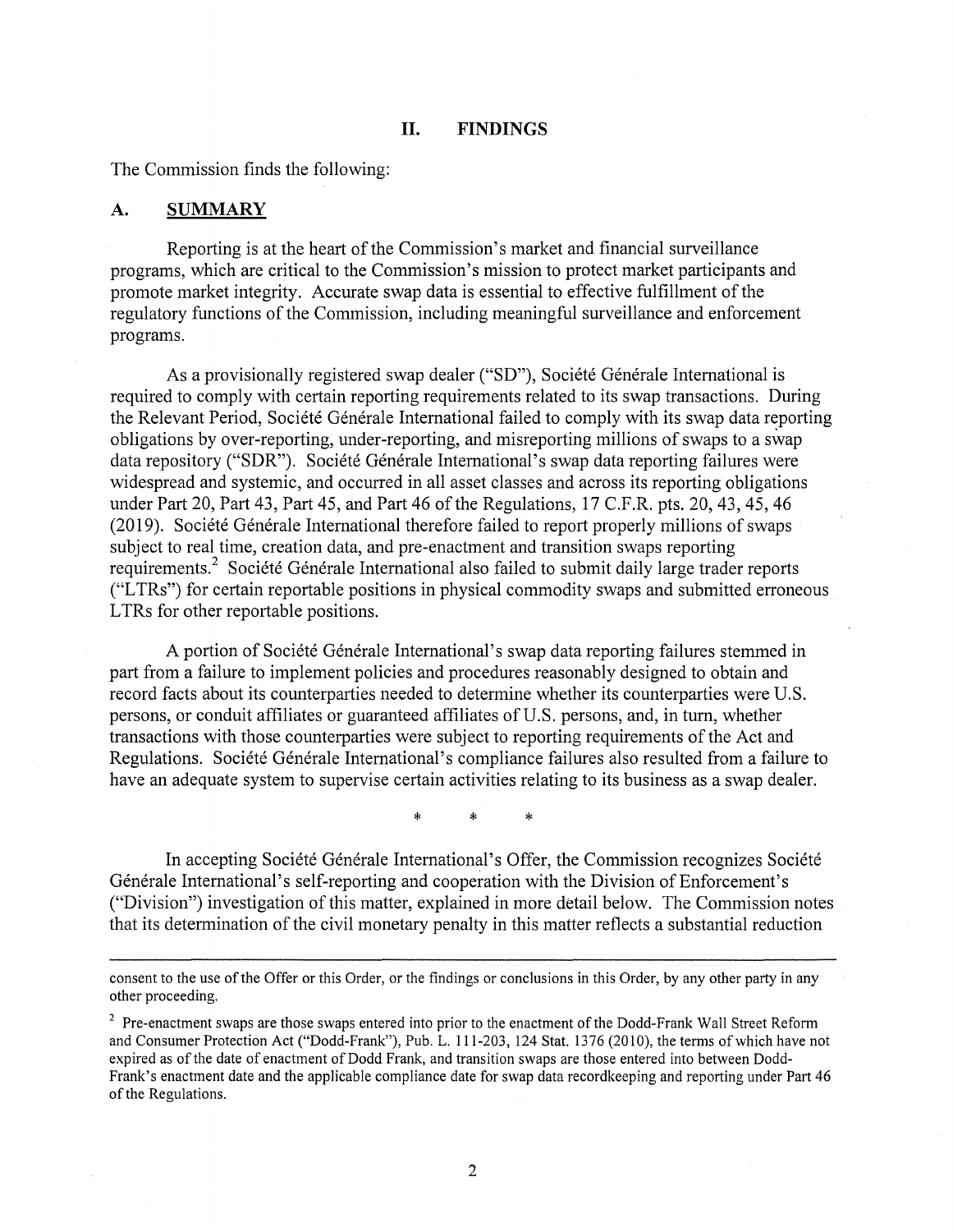## II. FINDINGS

The Commission finds the following:

### A. SUMMARY

Reporting is at the heart of the Commission's market and financial surveillance programs, which are critical to the Commission's mission to protect market participants and promote market integrity. Accurate swap data is essential to effective fulfillment of the regulatory functions of the Commission, including meaningful surveillance and enforcement programs.

As a provisionally registered swap dealer ("SD"), Société Générale International is required to comply with certain reporting requirements related to its swap transactions. During the Relevant Period, Société Générale International failed to comply with its swap data reporting obligations by over-reporting, under-reporting, and misreporting millions of swaps to a swap data repository ("SDR"). Société Générale International's swap data reporting failures were widespread and systemic, and occurred in all asset classes and across its reporting obligations under Part 20, Part 43, Part 45, and Part 46 of the Regulations, 17 C.F.R. pts. 20, 43, 45, 46 (2019). Société Générale International therefore failed to report properly millions of swaps subject to real time, creation data, and pre-enactment and transition swaps reporting requirements.[2] Société Générale International also failed to submit daily large trader reports ("LTRs") for certain reportable positions in physical commodity swaps and submitted erroneous LTRs for other reportable positions.

A portion of Société Générale International's swap data reporting failures stemmed in part from a failure to implement policies and procedures reasonably designed to obtain and record facts about its counterparties needed to determine whether its counterparties were U.S. persons, or conduit affiliates or guaranteed affiliates of U.S. persons, and, in turn, whether transactions with those counterparties were subject to reporting requirements of the Act and Regulations. Société Générale International's compliance failures also resulted from a failure to have an adequate system to supervise certain activities relating to its business as a swap dealer.

\* \* \*

In accepting Société Générale International's Offer, the Commission recognizes Société Générale International's self-reporting and cooperation with the Division of Enforcement's ("Division") investigation of this matter, explained in more detail below. The Commission notes that its determination of the civil monetary penalty in this matter reflects a substantial reduction

---

consent to the use of the Offer or this Order, or the findings or conclusions in this Order, by any other party in any other proceeding.

[2] Pre-enactment swaps are those swaps entered into prior to the enactment of the Dodd-Frank Wall Street Reform and Consumer Protection Act ("Dodd-Frank"), Pub. L. 111-203, 124 Stat. 1376 (2010), the terms of which have not expired as of the date of enactment of Dodd Frank, and transition swaps are those entered into between Dodd-Frank's enactment date and the applicable compliance date for swap data recordkeeping and reporting under Part 46 of the Regulations.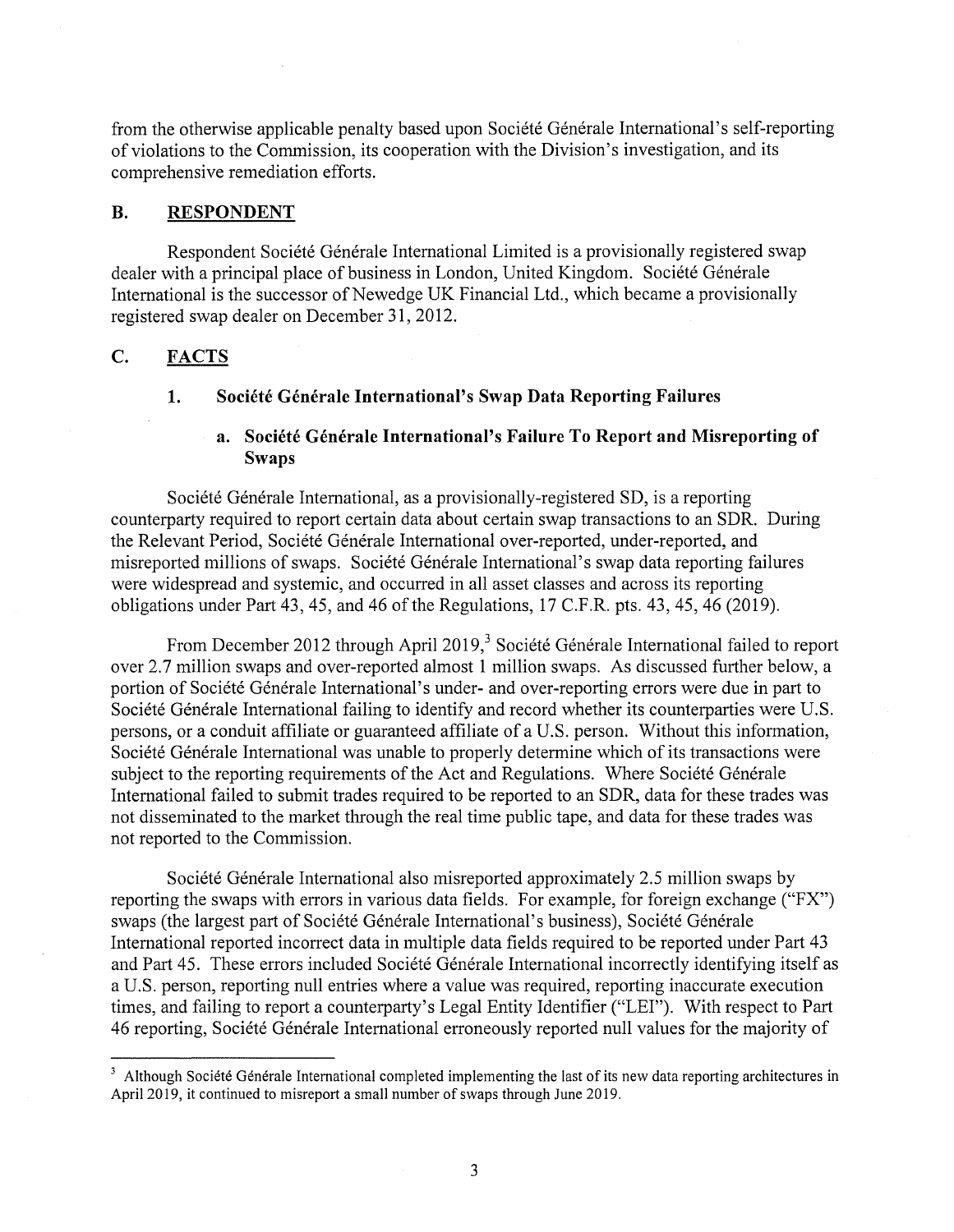from the otherwise applicable penalty based upon Société Générale International's self-reporting of violations to the Commission, its cooperation with the Division's investigation, and its comprehensive remediation efforts.

## B. RESPONDENT

Respondent Société Générale International Limited is a provisionally registered swap dealer with a principal place of business in London, United Kingdom. Société Générale International is the successor of Newedge UK Financial Ltd., which became a provisionally registered swap dealer on December 31, 2012.

## C. FACTS

### 1. Société Générale International's Swap Data Reporting Failures

#### a. Société Générale International's Failure To Report and Misreporting of Swaps

Société Générale International, as a provisionally-registered SD, is a reporting counterparty required to report certain data about certain swap transactions to an SDR. During the Relevant Period, Société Générale International over-reported, under-reported, and misreported millions of swaps. Société Générale International's swap data reporting failures were widespread and systemic, and occurred in all asset classes and across its reporting obligations under Part 43, 45, and 46 of the Regulations, 17 C.F.R. pts. 43, 45, 46 (2019).

From December 2012 through April 2019,[3] Société Générale International failed to report over 2.7 million swaps and over-reported almost 1 million swaps. As discussed further below, a portion of Société Générale International's under- and over-reporting errors were due in part to Société Générale International failing to identify and record whether its counterparties were U.S. persons, or a conduit affiliate or guaranteed affiliate of a U.S. person. Without this information, Société Générale International was unable to properly determine which of its transactions were subject to the reporting requirements of the Act and Regulations. Where Société Générale International failed to submit trades required to be reported to an SDR, data for these trades was not disseminated to the market through the real time public tape, and data for these trades was not reported to the Commission.

Société Générale International also misreported approximately 2.5 million swaps by reporting the swaps with errors in various data fields. For example, for foreign exchange ("FX") swaps (the largest part of Société Générale International's business), Société Générale International reported incorrect data in multiple data fields required to be reported under Part 43 and Part 45. These errors included Société Générale International incorrectly identifying itself as a U.S. person, reporting null entries where a value was required, reporting inaccurate execution times, and failing to report a counterparty's Legal Entity Identifier ("LEI"). With respect to Part 46 reporting, Société Générale International erroneously reported null values for the majority of

[3] Although Société Générale International completed implementing the last of its new data reporting architectures in April 2019, it continued to misreport a small number of swaps through June 2019.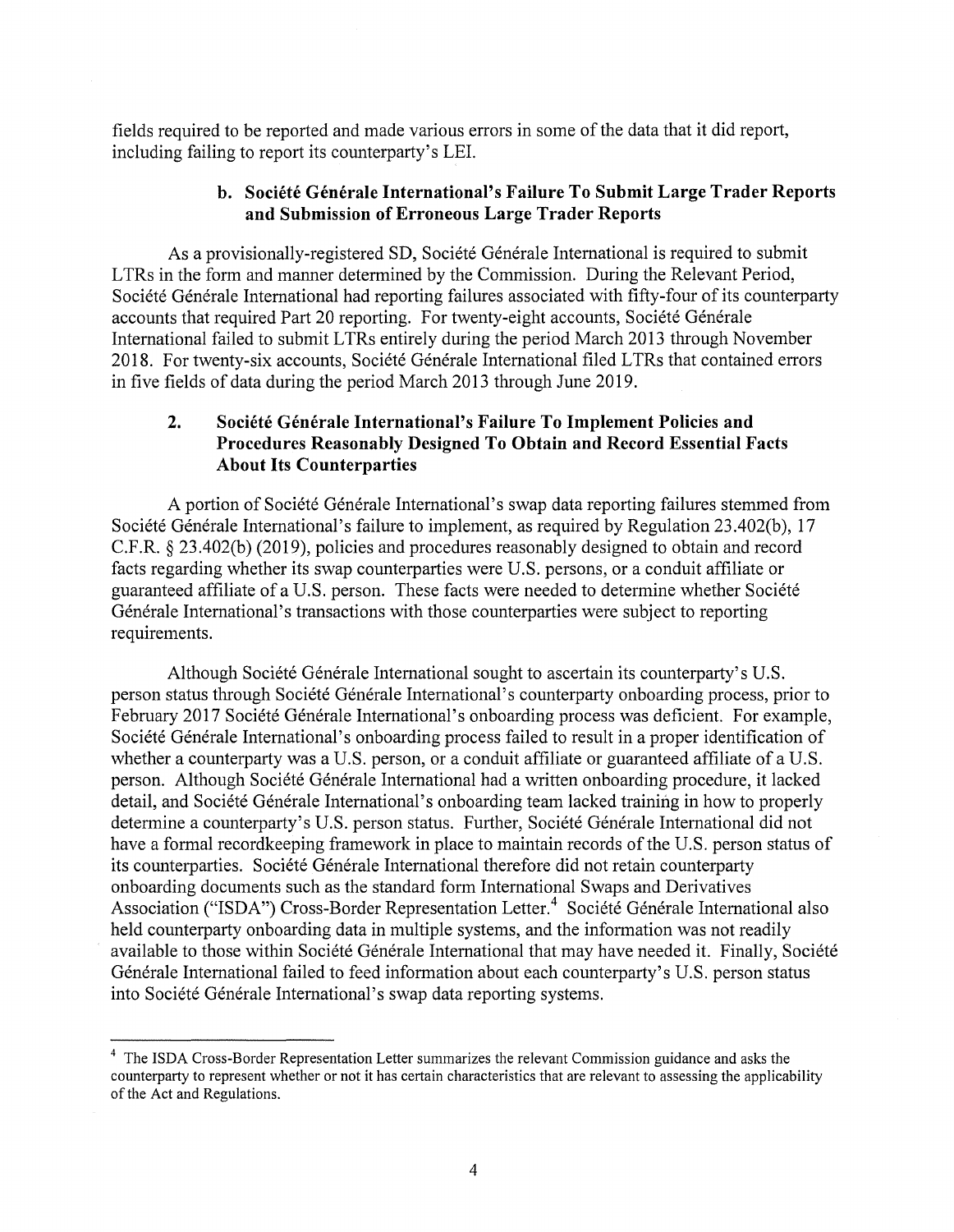fields required to be reported and made various errors in some of the data that it did report, including failing to report its counterparty's LEI.

### b. Société Générale International's Failure To Submit Large Trader Reports and Submission of Erroneous Large Trader Reports

As a provisionally-registered SD, Société Générale International is required to submit LTRs in the form and manner determined by the Commission. During the Relevant Period, Société Générale International had reporting failures associated with fifty-four of its counterparty accounts that required Part 20 reporting. For twenty-eight accounts, Société Générale International failed to submit LTRs entirely during the period March 2013 through November 2018. For twenty-six accounts, Société Générale International filed LTRs that contained errors in five fields of data during the period March 2013 through June 2019.

### 2. Société Générale International's Failure To Implement Policies and Procedures Reasonably Designed To Obtain and Record Essential Facts About Its Counterparties

A portion of Société Générale International's swap data reporting failures stemmed from Société Générale International's failure to implement, as required by Regulation 23.402(b), 17 C.F.R. § 23.402(b) (2019), policies and procedures reasonably designed to obtain and record facts regarding whether its swap counterparties were U.S. persons, or a conduit affiliate or guaranteed affiliate of a U.S. person. These facts were needed to determine whether Société Générale International's transactions with those counterparties were subject to reporting requirements.

Although Société Générale International sought to ascertain its counterparty's U.S. person status through Société Générale International's counterparty onboarding process, prior to February 2017 Société Générale International's onboarding process was deficient. For example, Société Générale International's onboarding process failed to result in a proper identification of whether a counterparty was a U.S. person, or a conduit affiliate or guaranteed affiliate of a U.S. person. Although Société Générale International had a written onboarding procedure, it lacked detail, and Société Générale International's onboarding team lacked training in how to properly determine a counterparty's U.S. person status. Further, Société Générale International did not have a formal recordkeeping framework in place to maintain records of the U.S. person status of its counterparties. Société Générale International therefore did not retain counterparty onboarding documents such as the standard form International Swaps and Derivatives Association ("ISDA") Cross-Border Representation Letter.[4] Société Générale International also held counterparty onboarding data in multiple systems, and the information was not readily available to those within Société Générale International that may have needed it. Finally, Société Générale International failed to feed information about each counterparty's U.S. person status into Société Générale International's swap data reporting systems.

---

[4] The ISDA Cross-Border Representation Letter summarizes the relevant Commission guidance and asks the counterparty to represent whether or not it has certain characteristics that are relevant to assessing the applicability of the Act and Regulations.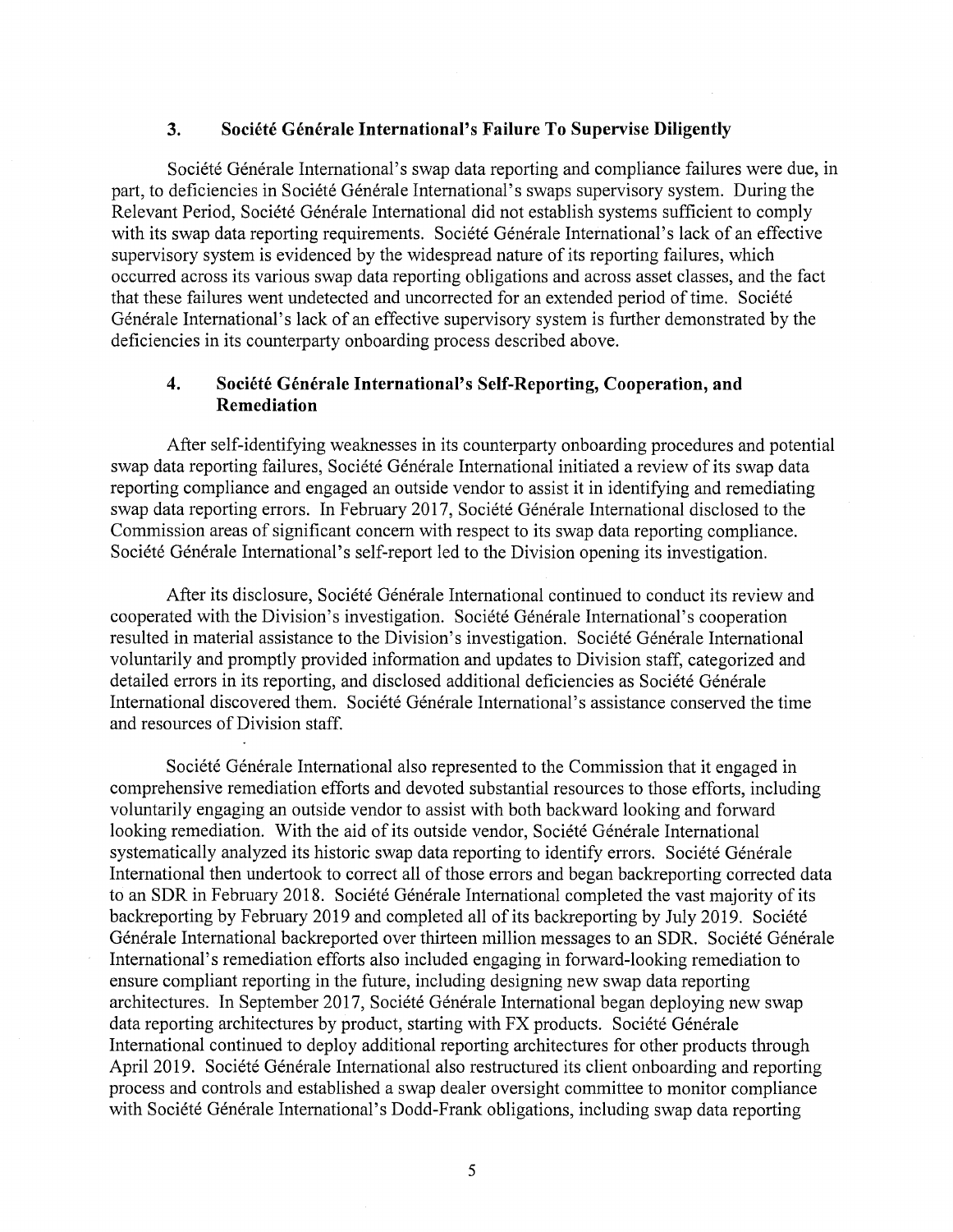### 3. Société Générale International's Failure To Supervise Diligently

Société Générale International's swap data reporting and compliance failures were due, in part, to deficiencies in Société Générale International's swaps supervisory system. During the Relevant Period, Société Générale International did not establish systems sufficient to comply with its swap data reporting requirements. Société Générale International's lack of an effective supervisory system is evidenced by the widespread nature of its reporting failures, which occurred across its various swap data reporting obligations and across asset classes, and the fact that these failures went undetected and uncorrected for an extended period of time. Société Générale International's lack of an effective supervisory system is further demonstrated by the deficiencies in its counterparty onboarding process described above.

### 4. Société Générale International's Self-Reporting, Cooperation, and Remediation

After self-identifying weaknesses in its counterparty onboarding procedures and potential swap data reporting failures, Société Générale International initiated a review of its swap data reporting compliance and engaged an outside vendor to assist it in identifying and remediating swap data reporting errors. In February 2017, Société Générale International disclosed to the Commission areas of significant concern with respect to its swap data reporting compliance. Société Générale International's self-report led to the Division opening its investigation.

After its disclosure, Société Générale International continued to conduct its review and cooperated with the Division's investigation. Société Générale International's cooperation resulted in material assistance to the Division's investigation. Société Générale International voluntarily and promptly provided information and updates to Division staff, categorized and detailed errors in its reporting, and disclosed additional deficiencies as Société Générale International discovered them. Société Générale International's assistance conserved the time and resources of Division staff.

Société Générale International also represented to the Commission that it engaged in comprehensive remediation efforts and devoted substantial resources to those efforts, including voluntarily engaging an outside vendor to assist with both backward looking and forward looking remediation. With the aid of its outside vendor, Société Générale International systematically analyzed its historic swap data reporting to identify errors. Société Générale International then undertook to correct all of those errors and began backreporting corrected data to an SDR in February 2018. Société Générale International completed the vast majority of its backreporting by February 2019 and completed all of its backreporting by July 2019. Société Générale International backreported over thirteen million messages to an SDR. Société Générale International's remediation efforts also included engaging in forward-looking remediation to ensure compliant reporting in the future, including designing new swap data reporting architectures. In September 2017, Société Générale International began deploying new swap data reporting architectures by product, starting with FX products. Société Générale International continued to deploy additional reporting architectures for other products through April 2019. Société Générale International also restructured its client onboarding and reporting process and controls and established a swap dealer oversight committee to monitor compliance with Société Générale International's Dodd-Frank obligations, including swap data reporting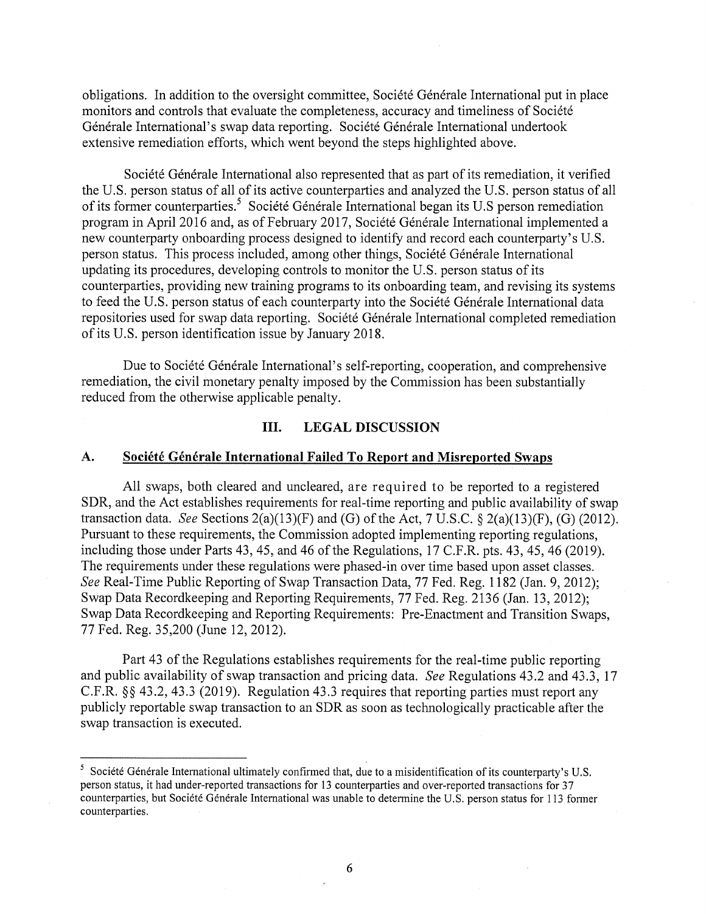obligations. In addition to the oversight committee, Société Générale International put in place monitors and controls that evaluate the completeness, accuracy and timeliness of Société Générale International's swap data reporting. Société Générale International undertook extensive remediation efforts, which went beyond the steps highlighted above.

Société Générale International also represented that as part of its remediation, it verified the U.S. person status of all of its active counterparties and analyzed the U.S. person status of all of its former counterparties.[5] Société Générale International began its U.S person remediation program in April 2016 and, as of February 2017, Société Générale International implemented a new counterparty onboarding process designed to identify and record each counterparty's U.S. person status. This process included, among other things, Société Générale International updating its procedures, developing controls to monitor the U.S. person status of its counterparties, providing new training programs to its onboarding team, and revising its systems to feed the U.S. person status of each counterparty into the Société Générale International data repositories used for swap data reporting. Société Générale International completed remediation of its U.S. person identification issue by January 2018.

Due to Société Générale International's self-reporting, cooperation, and comprehensive remediation, the civil monetary penalty imposed by the Commission has been substantially reduced from the otherwise applicable penalty.

## III. LEGAL DISCUSSION

### A. Société Générale International Failed To Report and Misreported Swaps

All swaps, both cleared and uncleared, are required to be reported to a registered SDR, and the Act establishes requirements for real-time reporting and public availability of swap transaction data. *See* Sections 2(a)(13)(F) and (G) of the Act, 7 U.S.C. § 2(a)(13)(F), (G) (2012). Pursuant to these requirements, the Commission adopted implementing reporting regulations, including those under Parts 43, 45, and 46 of the Regulations, 17 C.F.R. pts. 43, 45, 46 (2019). The requirements under these regulations were phased-in over time based upon asset classes. *See* Real-Time Public Reporting of Swap Transaction Data, 77 Fed. Reg. 1182 (Jan. 9, 2012); Swap Data Recordkeeping and Reporting Requirements, 77 Fed. Reg. 2136 (Jan. 13, 2012); Swap Data Recordkeeping and Reporting Requirements: Pre-Enactment and Transition Swaps, 77 Fed. Reg. 35,200 (June 12, 2012).

Part 43 of the Regulations establishes requirements for the real-time public reporting and public availability of swap transaction and pricing data. *See* Regulations 43.2 and 43.3, 17 C.F.R. §§ 43.2, 43.3 (2019). Regulation 43.3 requires that reporting parties must report any publicly reportable swap transaction to an SDR as soon as technologically practicable after the swap transaction is executed.

---

[5] Société Générale International ultimately confirmed that, due to a misidentification of its counterparty's U.S. person status, it had under-reported transactions for 13 counterparties and over-reported transactions for 37 counterparties, but Société Générale International was unable to determine the U.S. person status for 113 former counterparties.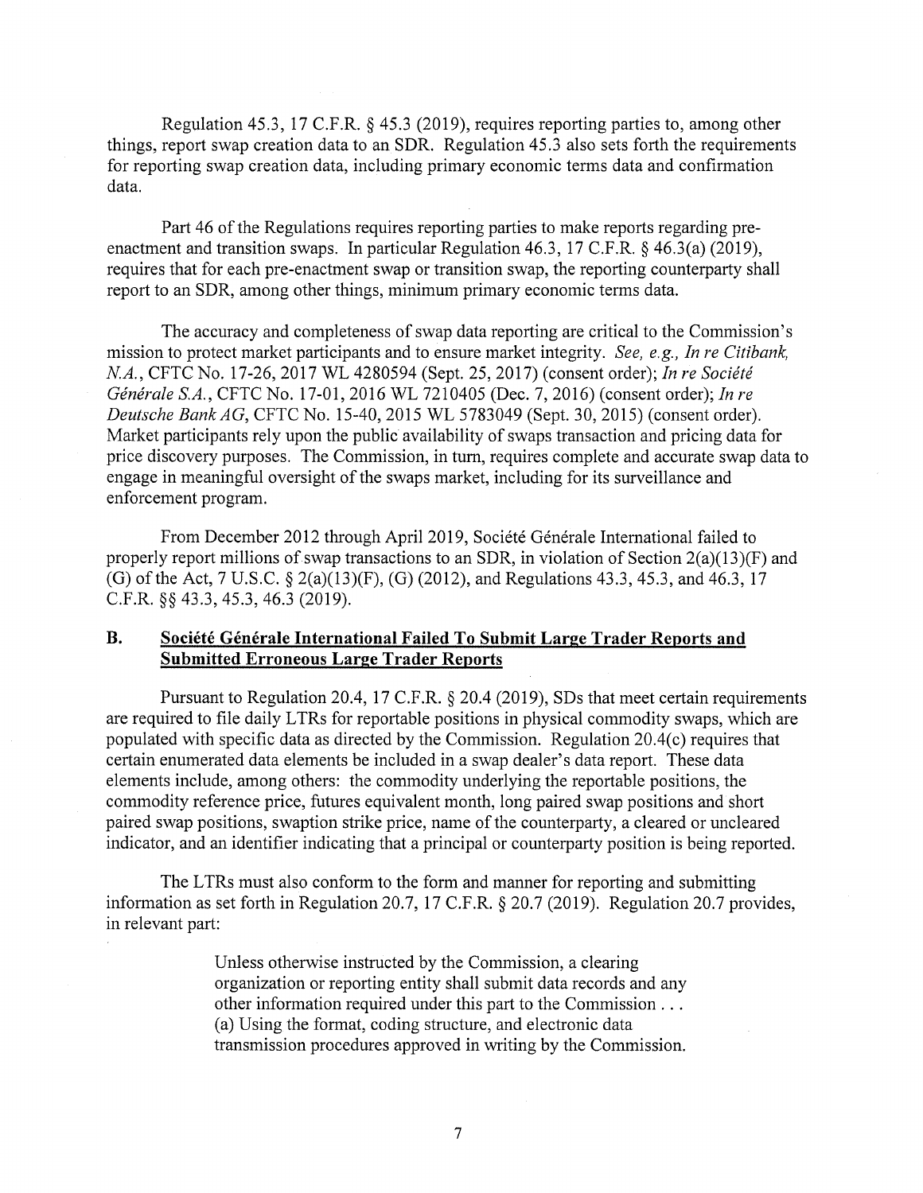Regulation 45.3, 17 C.F.R. § 45.3 (2019), requires reporting parties to, among other things, report swap creation data to an SDR. Regulation 45.3 also sets forth the requirements for reporting swap creation data, including primary economic terms data and confirmation data.

Part 46 of the Regulations requires reporting parties to make reports regarding pre-enactment and transition swaps. In particular Regulation 46.3, 17 C.F.R. § 46.3(a) (2019), requires that for each pre-enactment swap or transition swap, the reporting counterparty shall report to an SDR, among other things, minimum primary economic terms data.

The accuracy and completeness of swap data reporting are critical to the Commission's mission to protect market participants and to ensure market integrity. *See, e.g., In re Citibank, N.A.*, CFTC No. 17-26, 2017 WL 4280594 (Sept. 25, 2017) (consent order); *In re Société Générale S.A.*, CFTC No. 17-01, 2016 WL 7210405 (Dec. 7, 2016) (consent order); *In re Deutsche Bank AG*, CFTC No. 15-40, 2015 WL 5783049 (Sept. 30, 2015) (consent order). Market participants rely upon the public availability of swaps transaction and pricing data for price discovery purposes. The Commission, in turn, requires complete and accurate swap data to engage in meaningful oversight of the swaps market, including for its surveillance and enforcement program.

From December 2012 through April 2019, Société Générale International failed to properly report millions of swap transactions to an SDR, in violation of Section 2(a)(13)(F) and (G) of the Act, 7 U.S.C. § 2(a)(13)(F), (G) (2012), and Regulations 43.3, 45.3, and 46.3, 17 C.F.R. §§ 43.3, 45.3, 46.3 (2019).

## B. Société Générale International Failed To Submit Large Trader Reports and Submitted Erroneous Large Trader Reports

Pursuant to Regulation 20.4, 17 C.F.R. § 20.4 (2019), SDs that meet certain requirements are required to file daily LTRs for reportable positions in physical commodity swaps, which are populated with specific data as directed by the Commission. Regulation 20.4(c) requires that certain enumerated data elements be included in a swap dealer's data report. These data elements include, among others: the commodity underlying the reportable positions, the commodity reference price, futures equivalent month, long paired swap positions and short paired swap positions, swaption strike price, name of the counterparty, a cleared or uncleared indicator, and an identifier indicating that a principal or counterparty position is being reported.

The LTRs must also conform to the form and manner for reporting and submitting information as set forth in Regulation 20.7, 17 C.F.R. § 20.7 (2019). Regulation 20.7 provides, in relevant part:

> Unless otherwise instructed by the Commission, a clearing organization or reporting entity shall submit data records and any other information required under this part to the Commission . . . (a) Using the format, coding structure, and electronic data transmission procedures approved in writing by the Commission.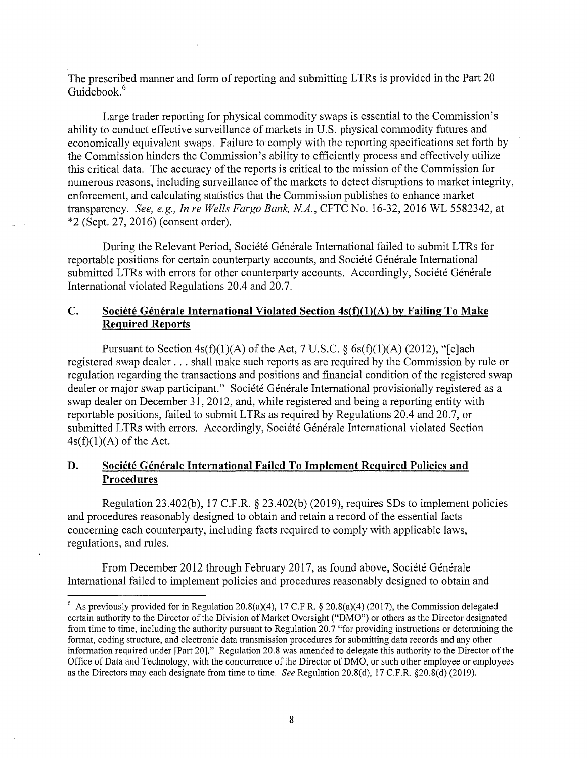The prescribed manner and form of reporting and submitting LTRs is provided in the Part 20 Guidebook.[6]

Large trader reporting for physical commodity swaps is essential to the Commission's ability to conduct effective surveillance of markets in U.S. physical commodity futures and economically equivalent swaps. Failure to comply with the reporting specifications set forth by the Commission hinders the Commission's ability to efficiently process and effectively utilize this critical data. The accuracy of the reports is critical to the mission of the Commission for numerous reasons, including surveillance of the markets to detect disruptions to market integrity, enforcement, and calculating statistics that the Commission publishes to enhance market transparency. *See, e.g., In re Wells Fargo Bank, N.A.*, CFTC No. 16-32, 2016 WL 5582342, at *2 (Sept. 27, 2016) (consent order).

During the Relevant Period, Société Générale International failed to submit LTRs for reportable positions for certain counterparty accounts, and Société Générale International submitted LTRs with errors for other counterparty accounts. Accordingly, Société Générale International violated Regulations 20.4 and 20.7.

## C. Société Générale International Violated Section 4s(f)(1)(A) by Failing To Make Required Reports

Pursuant to Section 4s(f)(1)(A) of the Act, 7 U.S.C. § 6s(f)(1)(A) (2012), "[e]ach registered swap dealer . . . shall make such reports as are required by the Commission by rule or regulation regarding the transactions and positions and financial condition of the registered swap dealer or major swap participant." Société Générale International provisionally registered as a swap dealer on December 31, 2012, and, while registered and being a reporting entity with reportable positions, failed to submit LTRs as required by Regulations 20.4 and 20.7, or submitted LTRs with errors. Accordingly, Société Générale International violated Section 4s(f)(1)(A) of the Act.

## D. Société Générale International Failed To Implement Required Policies and Procedures

Regulation 23.402(b), 17 C.F.R. § 23.402(b) (2019), requires SDs to implement policies and procedures reasonably designed to obtain and retain a record of the essential facts concerning each counterparty, including facts required to comply with applicable laws, regulations, and rules.

From December 2012 through February 2017, as found above, Société Générale International failed to implement policies and procedures reasonably designed to obtain and

---

[6] As previously provided for in Regulation 20.8(a)(4), 17 C.F.R. § 20.8(a)(4) (2017), the Commission delegated certain authority to the Director of the Division of Market Oversight ("DMO") or others as the Director designated from time to time, including the authority pursuant to Regulation 20.7 "for providing instructions or determining the format, coding structure, and electronic data transmission procedures for submitting data records and any other information required under [Part 20]." Regulation 20.8 was amended to delegate this authority to the Director of the Office of Data and Technology, with the concurrence of the Director of DMO, or such other employee or employees as the Directors may each designate from time to time. *See* Regulation 20.8(d), 17 C.F.R. §20.8(d) (2019).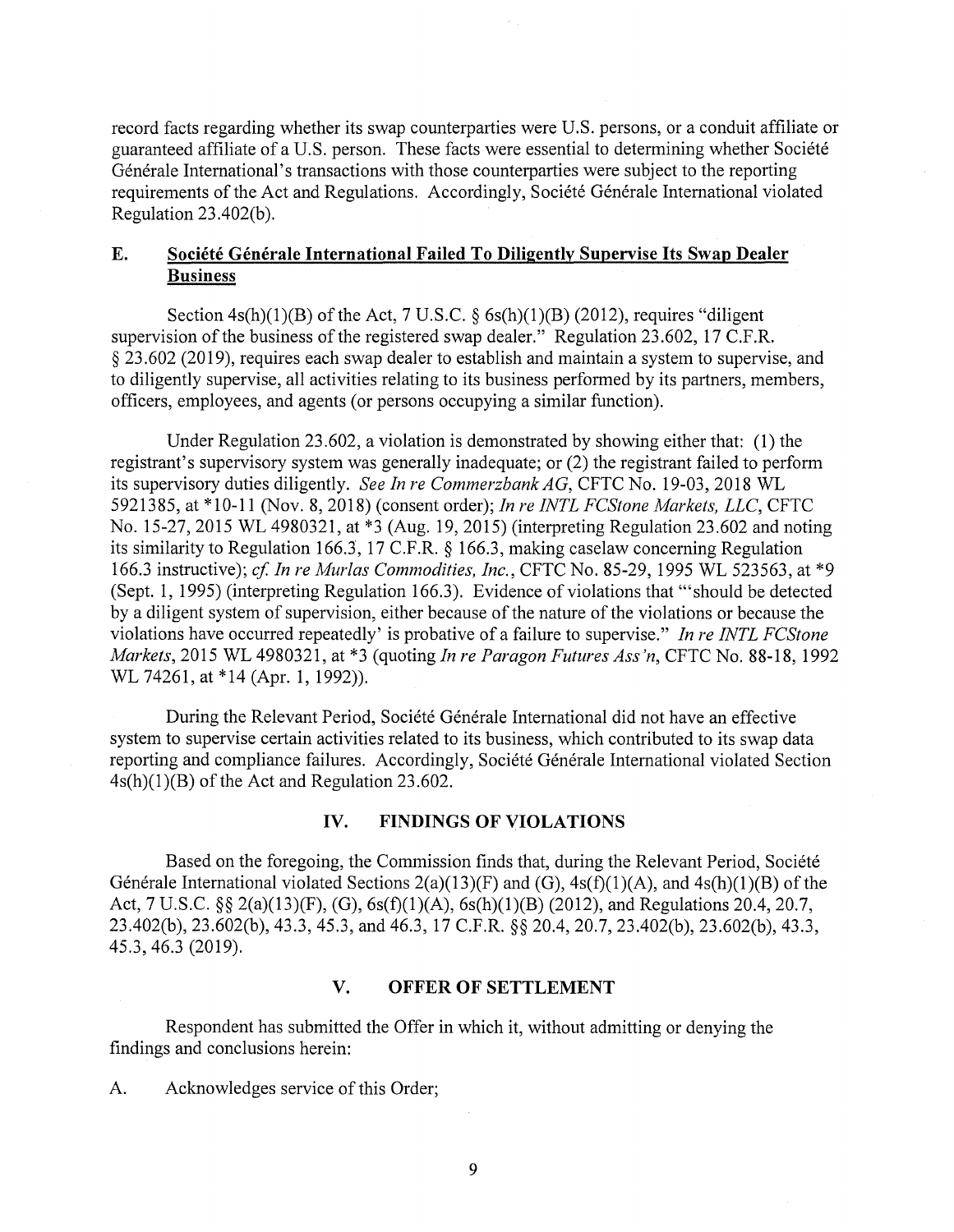record facts regarding whether its swap counterparties were U.S. persons, or a conduit affiliate or guaranteed affiliate of a U.S. person. These facts were essential to determining whether Société Générale International's transactions with those counterparties were subject to the reporting requirements of the Act and Regulations. Accordingly, Société Générale International violated Regulation 23.402(b).

### E. **Société Générale International Failed To Diligently Supervise Its Swap Dealer Business**

Section 4s(h)(1)(B) of the Act, 7 U.S.C. § 6s(h)(1)(B) (2012), requires "diligent supervision of the business of the registered swap dealer." Regulation 23.602, 17 C.F.R. § 23.602 (2019), requires each swap dealer to establish and maintain a system to supervise, and to diligently supervise, all activities relating to its business performed by its partners, members, officers, employees, and agents (or persons occupying a similar function).

Under Regulation 23.602, a violation is demonstrated by showing either that: (1) the registrant's supervisory system was generally inadequate; or (2) the registrant failed to perform its supervisory duties diligently. *See In re Commerzbank AG*, CFTC No. 19-03, 2018 WL 5921385, at *10-11 (Nov. 8, 2018) (consent order); *In re INTL FCStone Markets, LLC*, CFTC No. 15-27, 2015 WL 4980321, at *3 (Aug. 19, 2015) (interpreting Regulation 23.602 and noting its similarity to Regulation 166.3, 17 C.F.R. § 166.3, making caselaw concerning Regulation 166.3 instructive); *cf. In re Murlas Commodities, Inc.*, CFTC No. 85-29, 1995 WL 523563, at *9 (Sept. 1, 1995) (interpreting Regulation 166.3). Evidence of violations that "'should be detected by a diligent system of supervision, either because of the nature of the violations or because the violations have occurred repeatedly' is probative of a failure to supervise." *In re INTL FCStone Markets*, 2015 WL 4980321, at *3 (quoting *In re Paragon Futures Ass'n*, CFTC No. 88-18, 1992 WL 74261, at *14 (Apr. 1, 1992)).

During the Relevant Period, Société Générale International did not have an effective system to supervise certain activities related to its business, which contributed to its swap data reporting and compliance failures. Accordingly, Société Générale International violated Section 4s(h)(1)(B) of the Act and Regulation 23.602.

## IV. FINDINGS OF VIOLATIONS

Based on the foregoing, the Commission finds that, during the Relevant Period, Société Générale International violated Sections 2(a)(13)(F) and (G), 4s(f)(1)(A), and 4s(h)(1)(B) of the Act, 7 U.S.C. §§ 2(a)(13)(F), (G), 6s(f)(1)(A), 6s(h)(1)(B) (2012), and Regulations 20.4, 20.7, 23.402(b), 23.602(b), 43.3, 45.3, and 46.3, 17 C.F.R. §§ 20.4, 20.7, 23.402(b), 23.602(b), 43.3, 45.3, 46.3 (2019).

## V. OFFER OF SETTLEMENT

Respondent has submitted the Offer in which it, without admitting or denying the findings and conclusions herein:

A. Acknowledges service of this Order;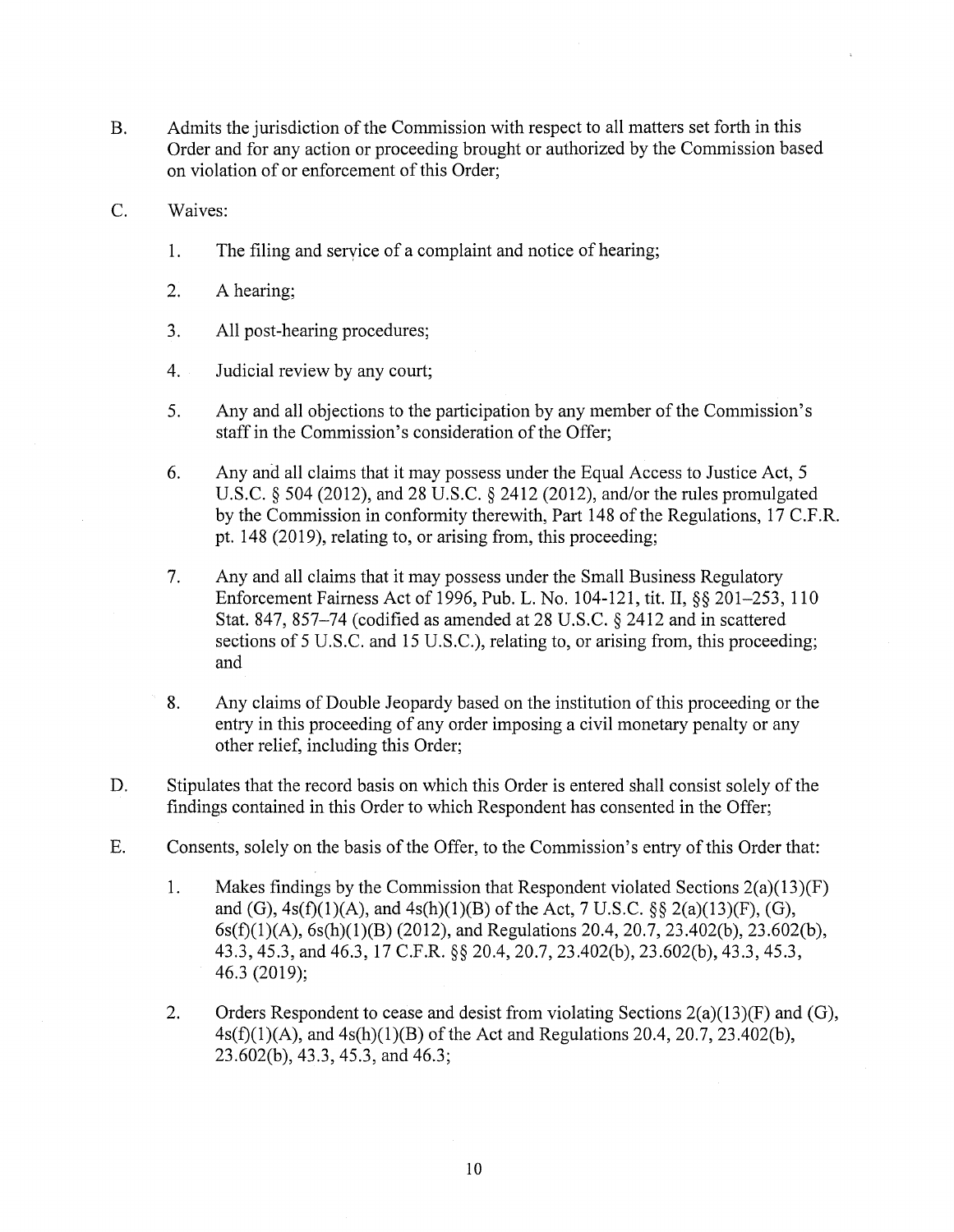B. Admits the jurisdiction of the Commission with respect to all matters set forth in this Order and for any action or proceeding brought or authorized by the Commission based on violation of or enforcement of this Order;

C. Waives:

   1. The filing and service of a complaint and notice of hearing;

   2. A hearing;

   3. All post-hearing procedures;

   4. Judicial review by any court;

   5. Any and all objections to the participation by any member of the Commission's staff in the Commission's consideration of the Offer;

   6. Any and all claims that it may possess under the Equal Access to Justice Act, 5 U.S.C. § 504 (2012), and 28 U.S.C. § 2412 (2012), and/or the rules promulgated by the Commission in conformity therewith, Part 148 of the Regulations, 17 C.F.R. pt. 148 (2019), relating to, or arising from, this proceeding;

   7. Any and all claims that it may possess under the Small Business Regulatory Enforcement Fairness Act of 1996, Pub. L. No. 104-121, tit. II, §§ 201–253, 110 Stat. 847, 857–74 (codified as amended at 28 U.S.C. § 2412 and in scattered sections of 5 U.S.C. and 15 U.S.C.), relating to, or arising from, this proceeding; and

   8. Any claims of Double Jeopardy based on the institution of this proceeding or the entry in this proceeding of any order imposing a civil monetary penalty or any other relief, including this Order;

D. Stipulates that the record basis on which this Order is entered shall consist solely of the findings contained in this Order to which Respondent has consented in the Offer;

E. Consents, solely on the basis of the Offer, to the Commission's entry of this Order that:

   1. Makes findings by the Commission that Respondent violated Sections 2(a)(13)(F) and (G), 4s(f)(1)(A), and 4s(h)(1)(B) of the Act, 7 U.S.C. §§ 2(a)(13)(F), (G), 6s(f)(1)(A), 6s(h)(1)(B) (2012), and Regulations 20.4, 20.7, 23.402(b), 23.602(b), 43.3, 45.3, and 46.3, 17 C.F.R. §§ 20.4, 20.7, 23.402(b), 23.602(b), 43.3, 45.3, 46.3 (2019);

   2. Orders Respondent to cease and desist from violating Sections 2(a)(13)(F) and (G), 4s(f)(1)(A), and 4s(h)(1)(B) of the Act and Regulations 20.4, 20.7, 23.402(b), 23.602(b), 43.3, 45.3, and 46.3;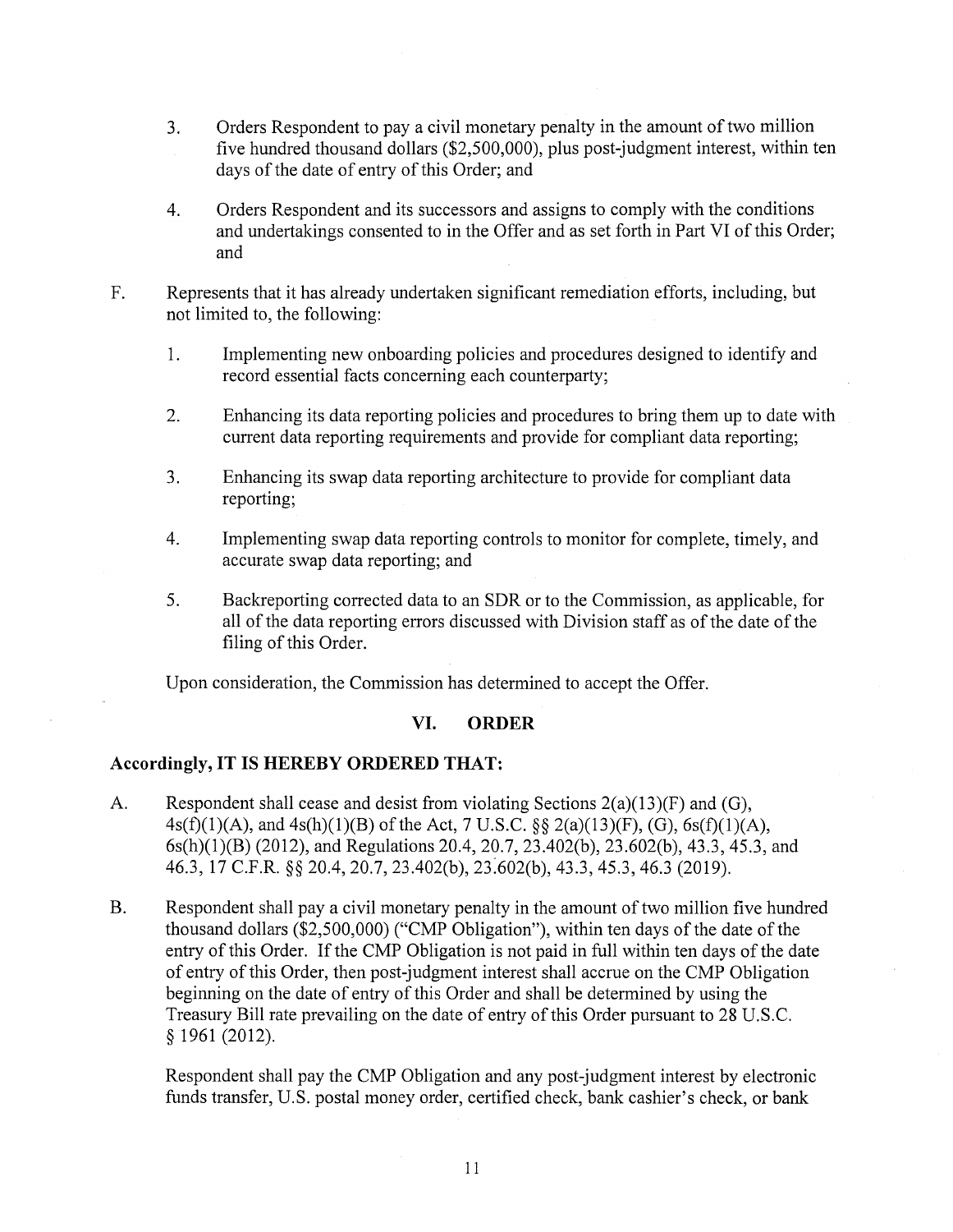3. Orders Respondent to pay a civil monetary penalty in the amount of two million five hundred thousand dollars ($2,500,000), plus post-judgment interest, within ten days of the date of entry of this Order; and

4. Orders Respondent and its successors and assigns to comply with the conditions and undertakings consented to in the Offer and as set forth in Part VI of this Order; and

F. Represents that it has already undertaken significant remediation efforts, including, but not limited to, the following:

1. Implementing new onboarding policies and procedures designed to identify and record essential facts concerning each counterparty;

2. Enhancing its data reporting policies and procedures to bring them up to date with current data reporting requirements and provide for compliant data reporting;

3. Enhancing its swap data reporting architecture to provide for compliant data reporting;

4. Implementing swap data reporting controls to monitor for complete, timely, and accurate swap data reporting; and

5. Backreporting corrected data to an SDR or to the Commission, as applicable, for all of the data reporting errors discussed with Division staff as of the date of the filing of this Order.

Upon consideration, the Commission has determined to accept the Offer.

## VI. ORDER

**Accordingly, IT IS HEREBY ORDERED THAT:**

A. Respondent shall cease and desist from violating Sections 2(a)(13)(F) and (G), 4s(f)(1)(A), and 4s(h)(1)(B) of the Act, 7 U.S.C. §§ 2(a)(13)(F), (G), 6s(f)(1)(A), 6s(h)(1)(B) (2012), and Regulations 20.4, 20.7, 23.402(b), 23.602(b), 43.3, 45.3, and 46.3, 17 C.F.R. §§ 20.4, 20.7, 23.402(b), 23.602(b), 43.3, 45.3, 46.3 (2019).

B. Respondent shall pay a civil monetary penalty in the amount of two million five hundred thousand dollars ($2,500,000) ("CMP Obligation"), within ten days of the date of the entry of this Order. If the CMP Obligation is not paid in full within ten days of the date of entry of this Order, then post-judgment interest shall accrue on the CMP Obligation beginning on the date of entry of this Order and shall be determined by using the Treasury Bill rate prevailing on the date of entry of this Order pursuant to 28 U.S.C. § 1961 (2012).

Respondent shall pay the CMP Obligation and any post-judgment interest by electronic funds transfer, U.S. postal money order, certified check, bank cashier's check, or bank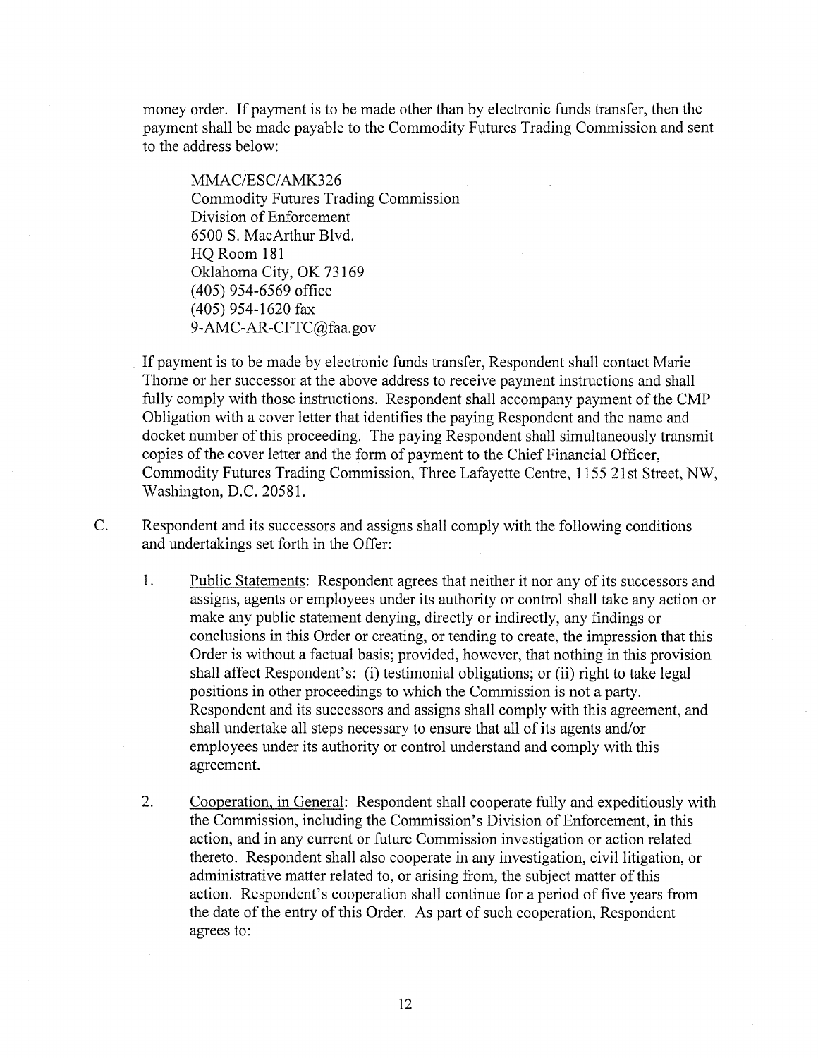money order. If payment is to be made other than by electronic funds transfer, then the payment shall be made payable to the Commodity Futures Trading Commission and sent to the address below:

> MMAC/ESC/AMK326
> Commodity Futures Trading Commission
> Division of Enforcement
> 6500 S. MacArthur Blvd.
> HQ Room 181
> Oklahoma City, OK 73169
> (405) 954-6569 office
> (405) 954-1620 fax
> 9-AMC-AR-CFTC@faa.gov

If payment is to be made by electronic funds transfer, Respondent shall contact Marie Thorne or her successor at the above address to receive payment instructions and shall fully comply with those instructions. Respondent shall accompany payment of the CMP Obligation with a cover letter that identifies the paying Respondent and the name and docket number of this proceeding. The paying Respondent shall simultaneously transmit copies of the cover letter and the form of payment to the Chief Financial Officer, Commodity Futures Trading Commission, Three Lafayette Centre, 1155 21st Street, NW, Washington, D.C. 20581.

C. Respondent and its successors and assigns shall comply with the following conditions and undertakings set forth in the Offer:

1. Public Statements: Respondent agrees that neither it nor any of its successors and assigns, agents or employees under its authority or control shall take any action or make any public statement denying, directly or indirectly, any findings or conclusions in this Order or creating, or tending to create, the impression that this Order is without a factual basis; provided, however, that nothing in this provision shall affect Respondent's: (i) testimonial obligations; or (ii) right to take legal positions in other proceedings to which the Commission is not a party. Respondent and its successors and assigns shall comply with this agreement, and shall undertake all steps necessary to ensure that all of its agents and/or employees under its authority or control understand and comply with this agreement.

2. Cooperation, in General: Respondent shall cooperate fully and expeditiously with the Commission, including the Commission's Division of Enforcement, in this action, and in any current or future Commission investigation or action related thereto. Respondent shall also cooperate in any investigation, civil litigation, or administrative matter related to, or arising from, the subject matter of this action. Respondent's cooperation shall continue for a period of five years from the date of the entry of this Order. As part of such cooperation, Respondent agrees to: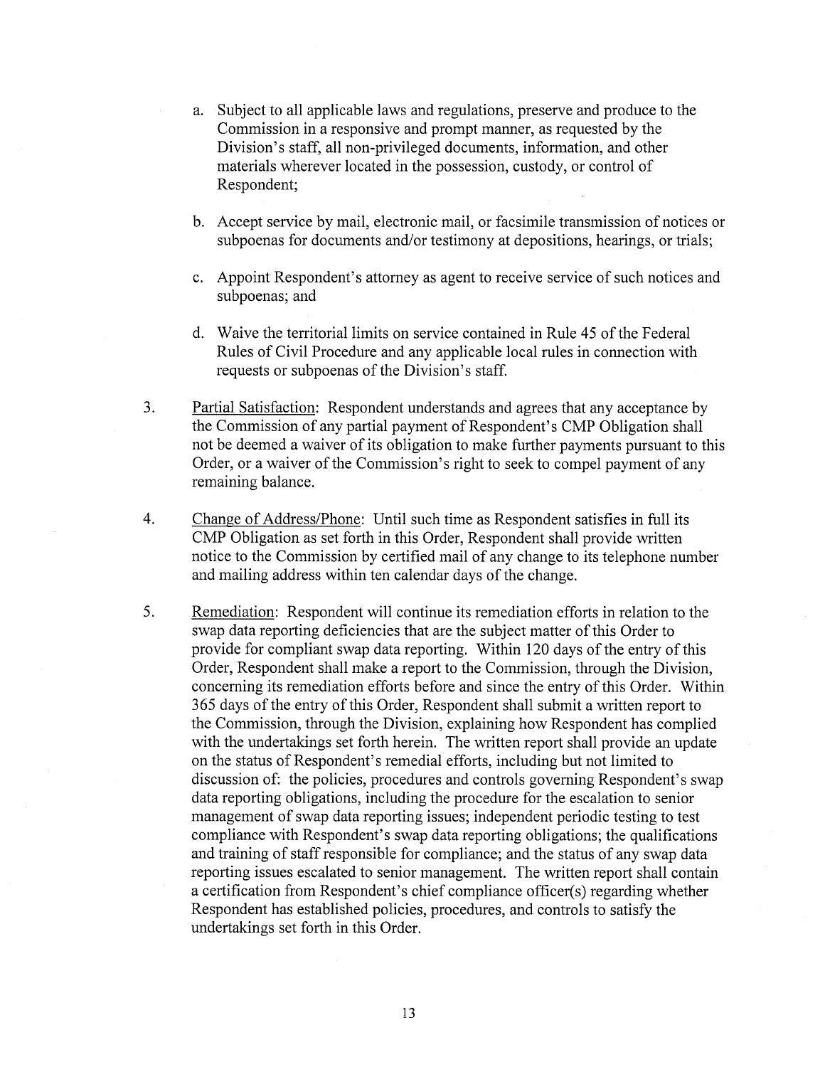a. Subject to all applicable laws and regulations, preserve and produce to the Commission in a responsive and prompt manner, as requested by the Division's staff, all non-privileged documents, information, and other materials wherever located in the possession, custody, or control of Respondent;

b. Accept service by mail, electronic mail, or facsimile transmission of notices or subpoenas for documents and/or testimony at depositions, hearings, or trials;

c. Appoint Respondent's attorney as agent to receive service of such notices and subpoenas; and

d. Waive the territorial limits on service contained in Rule 45 of the Federal Rules of Civil Procedure and any applicable local rules in connection with requests or subpoenas of the Division's staff.

3. Partial Satisfaction: Respondent understands and agrees that any acceptance by the Commission of any partial payment of Respondent's CMP Obligation shall not be deemed a waiver of its obligation to make further payments pursuant to this Order, or a waiver of the Commission's right to seek to compel payment of any remaining balance.

4. Change of Address/Phone: Until such time as Respondent satisfies in full its CMP Obligation as set forth in this Order, Respondent shall provide written notice to the Commission by certified mail of any change to its telephone number and mailing address within ten calendar days of the change.

5. Remediation: Respondent will continue its remediation efforts in relation to the swap data reporting deficiencies that are the subject matter of this Order to provide for compliant swap data reporting. Within 120 days of the entry of this Order, Respondent shall make a report to the Commission, through the Division, concerning its remediation efforts before and since the entry of this Order. Within 365 days of the entry of this Order, Respondent shall submit a written report to the Commission, through the Division, explaining how Respondent has complied with the undertakings set forth herein. The written report shall provide an update on the status of Respondent's remedial efforts, including but not limited to discussion of: the policies, procedures and controls governing Respondent's swap data reporting obligations, including the procedure for the escalation to senior management of swap data reporting issues; independent periodic testing to test compliance with Respondent's swap data reporting obligations; the qualifications and training of staff responsible for compliance; and the status of any swap data reporting issues escalated to senior management. The written report shall contain a certification from Respondent's chief compliance officer(s) regarding whether Respondent has established policies, procedures, and controls to satisfy the undertakings set forth in this Order.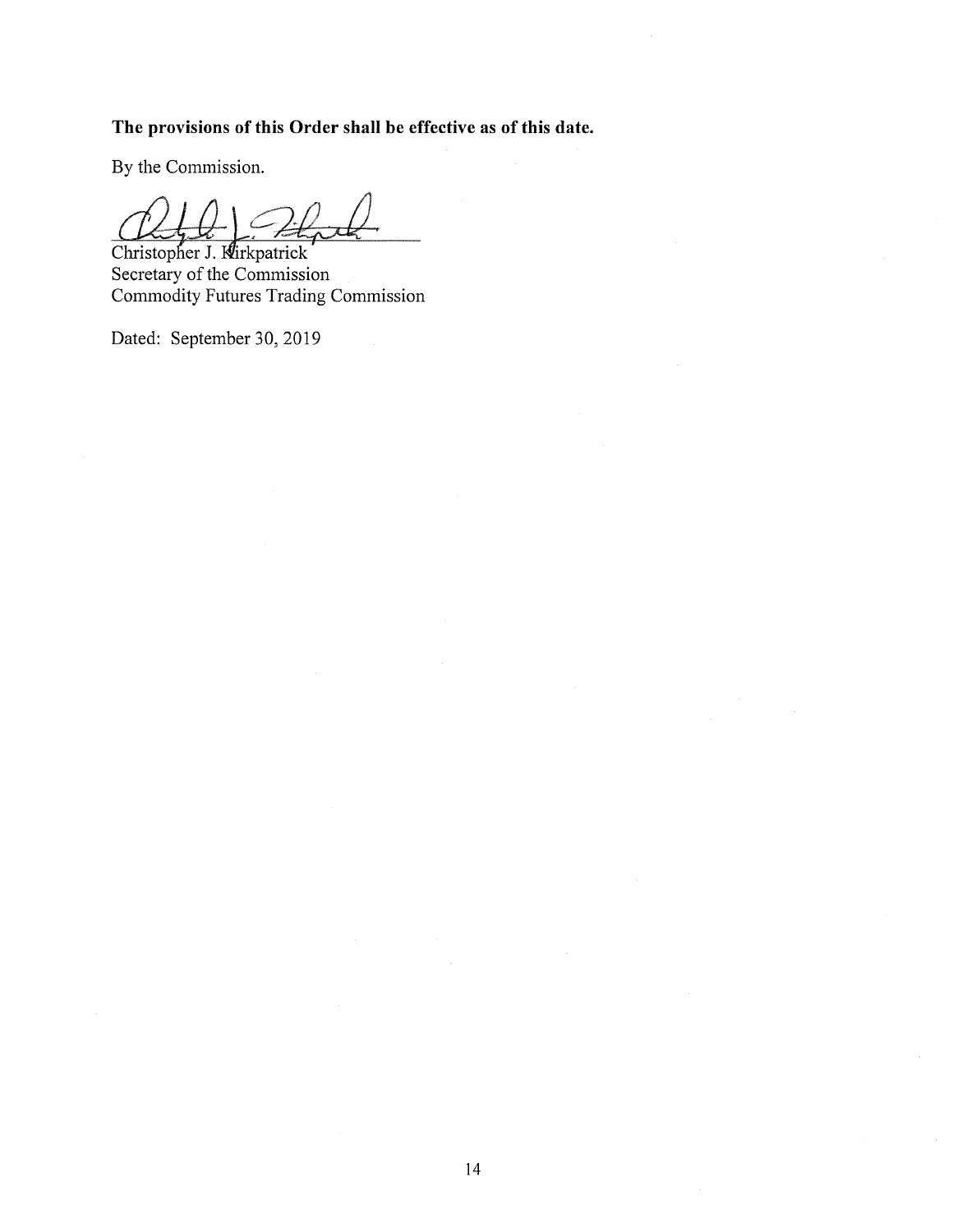**The provisions of this Order shall be effective as of this date.**

By the Commission.

Christopher J. Kirkpatrick
Secretary of the Commission
Commodity Futures Trading Commission

Dated: September 30, 2019